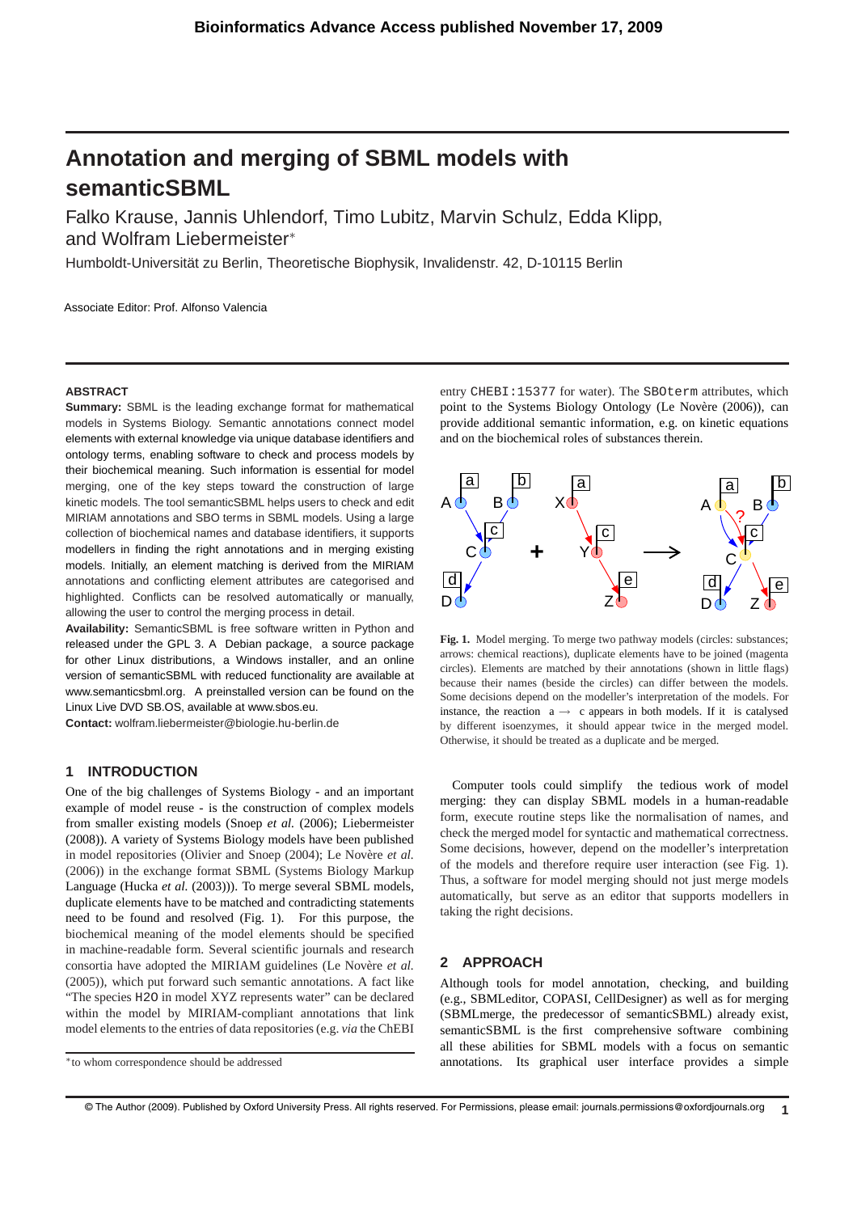# Annotation and merging of SBML models with semanticSBML

Falko Krause, Jannis Uhlendorf, Timo Lubitz, Marvin Schulz, Edda Klipp, and Wolfram Liebermeister*

Humboldt-Universität zu Berlin, Theoretische Biophysik, Invalidenstr. 42, D-10115 Berlin

Associate Editor: Prof. Alfonso Valencia

## ABSTRACT

**Summary:** SBML is the leading exchange format for mathematical models in Systems Biology. Semantic annotations connect model elements with external knowledge via unique database identifiers and ontology terms, enabling software to check and process models by their biochemical meaning. Such information is essential for model merging, one of the key steps toward the construction of large kinetic models. The tool semanticSBML helps users to check and edit MIRIAM annotations and SBO terms in SBML models. Using a large collection of biochemical names and database identifiers, it supports modellers in finding the right annotations and in merging existing models. Initially, an element matching is derived from the MIRIAM annotations and conflicting element attributes are categorised and highlighted. Conflicts can be resolved automatically or manually, allowing the user to control the merging process in detail.

**Availability:** SemanticSBML is free software written in Python and released under the GPL 3. A Debian package, a source package for other Linux distributions, a Windows installer, and an online version of semanticSBML with reduced functionality are available at www.semanticsbml.org. A preinstalled version can be found on the Linux Live DVD SB.OS, available at www.sbos.eu.

**Contact:** wolfram.liebermeister@biologie.hu-berlin.de

## 1 INTRODUCTION

One of the big challenges of Systems Biology - and an important example of model reuse - is the construction of complex models from smaller existing models (Snoep *et al.* (2006); Liebermeister (2008)). A variety of Systems Biology models have been published in model repositories (Olivier and Snoep (2004); Le Novère *et al.* (2006)) in the exchange format SBML (Systems Biology Markup Language (Hucka *et al.* (2003))). To merge several SBML models, duplicate elements have to be matched and contradicting statements need to be found and resolved (Fig. 1). For this purpose, the biochemical meaning of the model elements should be specified in machine-readable form. Several scientific journals and research consortia have adopted the MIRIAM guidelines (Le Novère *et al.* (2005)), which put forward such semantic annotations. A fact like "The species `H2O` in model XYZ represents water" can be declared within the model by MIRIAM-compliant annotations that link model elements to the entries of data repositories (e.g. *via* the ChEBI entry `CHEBI:15377` for water). The `SBOterm` attributes, which point to the Systems Biology Ontology (Le Novère (2006)), can provide additional semantic information, e.g. on kinetic equations and on the biochemical roles of substances therein.

**Fig. 1.** Model merging. To merge two pathway models (circles: substances; arrows: chemical reactions), duplicate elements have to be joined (magenta circles). Elements are matched by their annotations (shown in little flags) because their names (beside the circles) can differ between the models. Some decisions depend on the modeller's interpretation of the models. For instance, the reaction a → c appears in both models. If it is catalysed by different isoenzymes, it should appear twice in the merged model. Otherwise, it should be treated as a duplicate and be merged.

Computer tools could simplify the tedious work of model merging: they can display SBML models in a human-readable form, execute routine steps like the normalisation of names, and check the merged model for syntactic and mathematical correctness. Some decisions, however, depend on the modeller's interpretation of the models and therefore require user interaction (see Fig. 1). Thus, a software for model merging should not just merge models automatically, but serve as an editor that supports modellers in taking the right decisions.

## 2 APPROACH

Although tools for model annotation, checking, and building (e.g., SBMLeditor, COPASI, CellDesigner) as well as for merging (SBMLmerge, the predecessor of semanticSBML) already exist, semanticSBML is the first comprehensive software combining all these abilities for SBML models with a focus on semantic annotations. Its graphical user interface provides a simple

*to whom correspondence should be addressed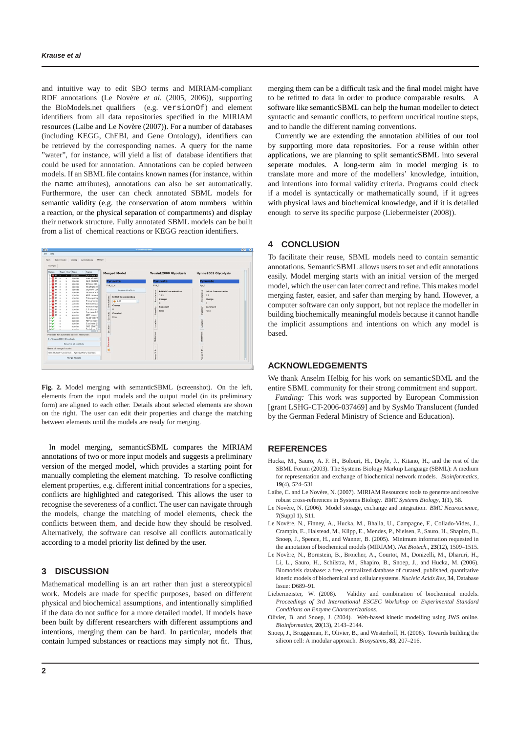and intuitive way to edit SBO terms and MIRIAM-compliant RDF annotations (Le Novère *et al.* (2005, 2006)), supporting the BioModels.net qualifiers (e.g. versionOf) and element identifiers from all data repositories specified in the MIRIAM resources (Laibe and Le Novère (2007)). For a number of databases (including KEGG, ChEBI, and Gene Ontology), identifiers can be retrieved by the corresponding names. A query for the name "water", for instance, will yield a list of database identifiers that could be used for annotation. Annotations can be copied between models. If an SBML file contains known names (for instance, within the name attributes), annotations can also be set automatically. Furthermore, the user can check annotated SBML models for semantic validity (e.g. the conservation of atom numbers within a reaction, or the physical separation of compartments) and display their network structure. Fully annotated SBML models can be built from a list of chemical reactions or KEGG reaction identifiers.

**Fig. 2.** Model merging with semanticSBML (screenshot). On the left, elements from the input models and the output model (in its preliminary form) are aligned to each other. Details about selected elements are shown on the right. The user can edit their properties and change the matching between elements until the models are ready for merging.

In model merging, semanticSBML compares the MIRIAM annotations of two or more input models and suggests a preliminary version of the merged model, which provides a starting point for manually completing the element matching. To resolve conflicting element properties, e.g. different initial concentrations for a species, conflicts are highlighted and categorised. This allows the user to recognise the severeness of a conflict. The user can navigate through the models, change the matching of model elements, check the conflicts between them, and decide how they should be resolved. Alternatively, the software can resolve all conflicts automatically according to a model priority list defined by the user.

## 3 DISCUSSION

Mathematical modelling is an art rather than just a stereotypical work. Models are made for specific purposes, based on different physical and biochemical assumptions, and intentionally simplified if the data do not suffice for a more detailed model. If models have been built by different researchers with different assumptions and intentions, merging them can be hard. In particular, models that contain lumped substances or reactions may simply not fit. Thus, merging them can be a difficult task and the final model might have to be refitted to data in order to produce comparable results. A software like semanticSBML can help the human modeller to detect syntactic and semantic conflicts, to perform uncritical routine steps, and to handle the different naming conventions.

Currently we are extending the annotation abilities of our tool by supporting more data repositories. For a reuse within other applications, we are planning to split semanticSBML into several seperate modules. A long-term aim in model merging is to translate more and more of the modellers' knowledge, intuition, and intentions into formal validity criteria. Programs could check if a model is syntactically or mathematically sound, if it agrees with physical laws and biochemical knowledge, and if it is detailed enough to serve its specific purpose (Liebermeister (2008)).

## 4 CONCLUSION

To facilitate their reuse, SBML models need to contain semantic annotations. SemanticSBML allows users to set and edit annotations easily. Model merging starts with an initial version of the merged model, which the user can later correct and refine. This makes model merging faster, easier, and safer than merging by hand. However, a computer software can only support, but not replace the modeller in building biochemically meaningful models because it cannot handle the implicit assumptions and intentions on which any model is based.

## ACKNOWLEDGEMENTS

We thank Anselm Helbig for his work on semanticSBML and the entire SBML community for their strong commitment and support.

*Funding:* This work was supported by European Commission [grant LSHG-CT-2006-037469] and by SysMo Translucent (funded by the German Federal Ministry of Science and Education).

## REFERENCES

Hucka, M., Sauro, A. F. H., Bolouri, H., Doyle, J., Kitano, H., and the rest of the SBML Forum (2003). The Systems Biology Markup Language (SBML): A medium for representation and exchange of biochemical network models. *Bioinformatics*, **19**(4), 524–531.

Laibe, C. and Le Novère, N. (2007). MIRIAM Resources: tools to generate and resolve robust cross-references in Systems Biology. *BMC Systems Biology*, **1**(1), 58.

Le Novère, N. (2006). Model storage, exchange and integration. *BMC Neuroscience*, **7**(Suppl 1), S11.

Le Novère, N., Finney, A., Hucka, M., Bhalla, U., Campagne, F., Collado-Vides, J., Crampin, E., Halstead, M., Klipp, E., Mendes, P., Nielsen, P., Sauro, H., Shapiro, B., Snoep, J., Spence, H., and Wanner, B. (2005). Minimum information requested in the annotation of biochemical models (MIRIAM). *Nat Biotech.*, **23**(12), 1509–1515.

Le Novère, N., Bornstein, B., Broicher, A., Courtot, M., Donizelli, M., Dharuri, H., Li, L., Sauro, H., Schilstra, M., Shapiro, B., Snoep, J., and Hucka, M. (2006). Biomodels database: a free, centralized database of curated, published, quantitative kinetic models of biochemical and cellular systems. *Nucleic Acids Res*, **34**, Database Issue: D689–91.

Liebermeister, W. (2008). Validity and combination of biochemical models. *Proceedings of 3rd International ESCEC Workshop on Experimental Standard Conditions on Enzyme Characterizations*.

Olivier, B. and Snoep, J. (2004). Web-based kinetic modelling using JWS online. *Bioinformatics*, **20**(13), 2143–2144.

Snoep, J., Bruggeman, F., Olivier, B., and Westerhoff, H. (2006). Towards building the silicon cell: A modular approach. *Biosystems*, **83**, 207–216.